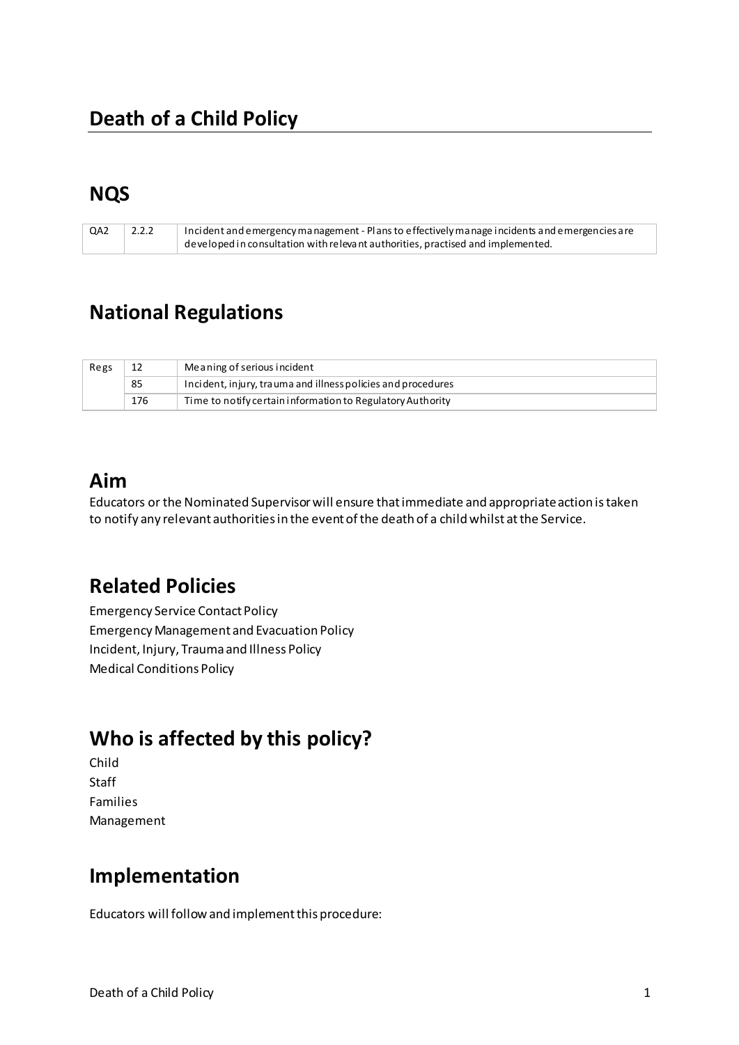# Death of a Child Policy

## NQS

| QA2 | 2.2.2 | Incident and emergency management - Plans to effectively manage incidents and emergencies are developed in consultation with relevant authorities, practised and implemented. |
|---|---|---|

## National Regulations

| Regs | 12 | Meaning of serious incident |
|---|---|---|
| | 85 | Incident, injury, trauma and illness policies and procedures |
| | 176 | Time to notify certain information to Regulatory Authority |

## Aim

Educators or the Nominated Supervisor will ensure that immediate and appropriate action is taken to notify any relevant authorities in the event of the death of a child whilst at the Service.

## Related Policies

Emergency Service Contact Policy
Emergency Management and Evacuation Policy
Incident, Injury, Trauma and Illness Policy
Medical Conditions Policy

## Who is affected by this policy?

Child
Staff
Families
Management

## Implementation

Educators will follow and implement this procedure: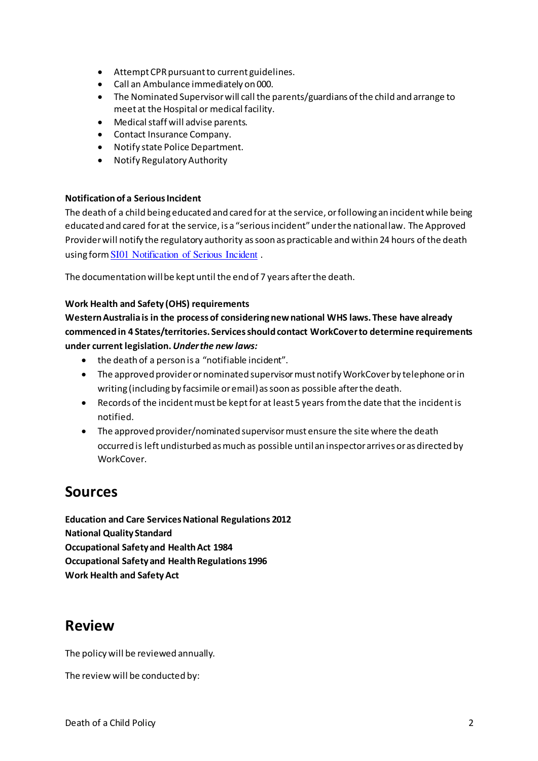- Attempt CPR pursuant to current guidelines.
- Call an Ambulance immediately on 000.
- The Nominated Supervisor will call the parents/guardians of the child and arrange to meet at the Hospital or medical facility.
- Medical staff will advise parents.
- Contact Insurance Company.
- Notify state Police Department.
- Notify Regulatory Authority

**Notification of a Serious Incident**

The death of a child being educated and cared for at the service, or following an incident while being educated and cared for at the service, is a "serious incident" under the national law. The Approved Provider will notify the regulatory authority as soon as practicable and within 24 hours of the death using form SI01 Notification of Serious Incident .

The documentation will be kept until the end of 7 years after the death.

**Work Health and Safety (OHS) requirements**

**Western Australia is in the process of considering new national WHS laws. These have already commenced in 4 States/territories. Services should contact WorkCover to determine requirements under current legislation. *Under the new laws:***

- the death of a person is a "notifiable incident".
- The approved provider or nominated supervisor must notify WorkCover by telephone or in writing (including by facsimile or email) as soon as possible after the death.
- Records of the incident must be kept for at least 5 years from the date that the incident is notified.
- The approved provider/nominated supervisor must ensure the site where the death occurred is left undisturbed as much as possible until an inspector arrives or as directed by WorkCover.

## Sources

**Education and Care Services National Regulations 2012**
**National Quality Standard**
**Occupational Safety and Health Act 1984**
**Occupational Safety and Health Regulations 1996**
**Work Health and Safety Act**

## Review

The policy will be reviewed annually.

The review will be conducted by: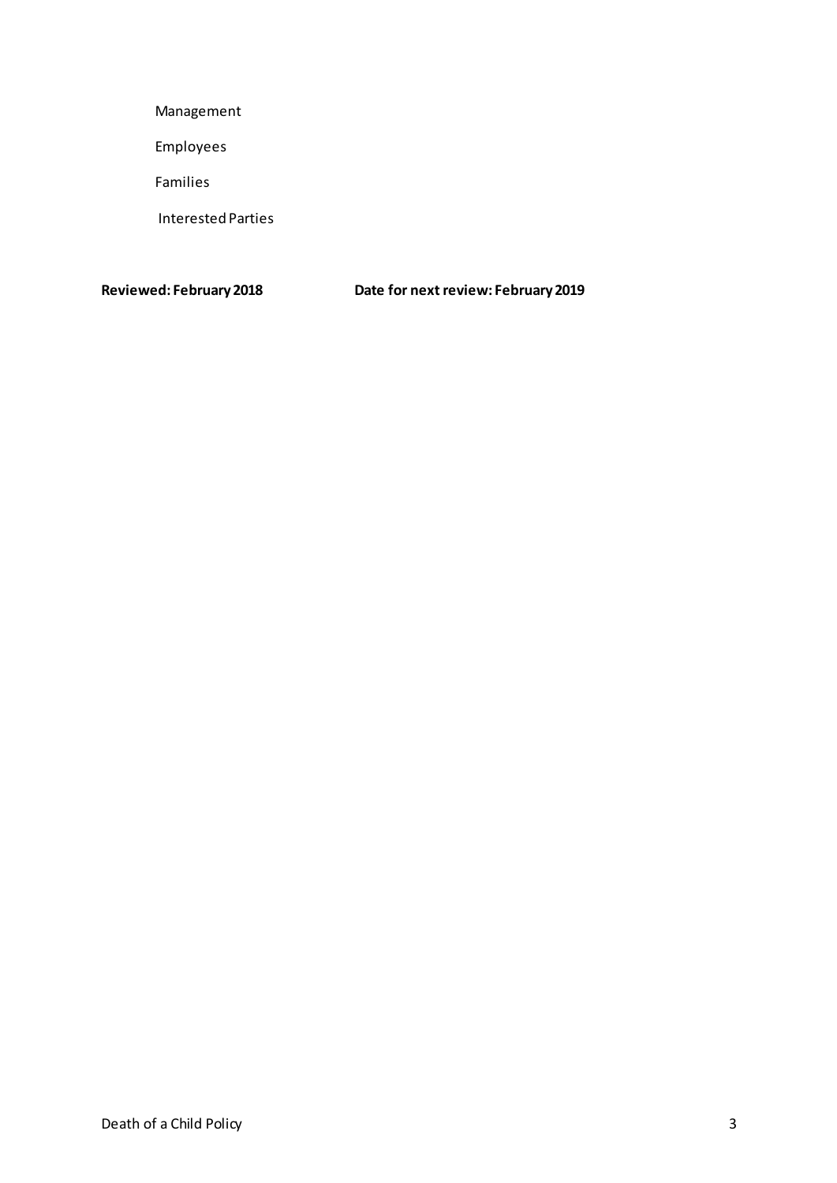Management

Employees

Families

Interested Parties

**Reviewed: February 2018** **Date for next review: February 2019**